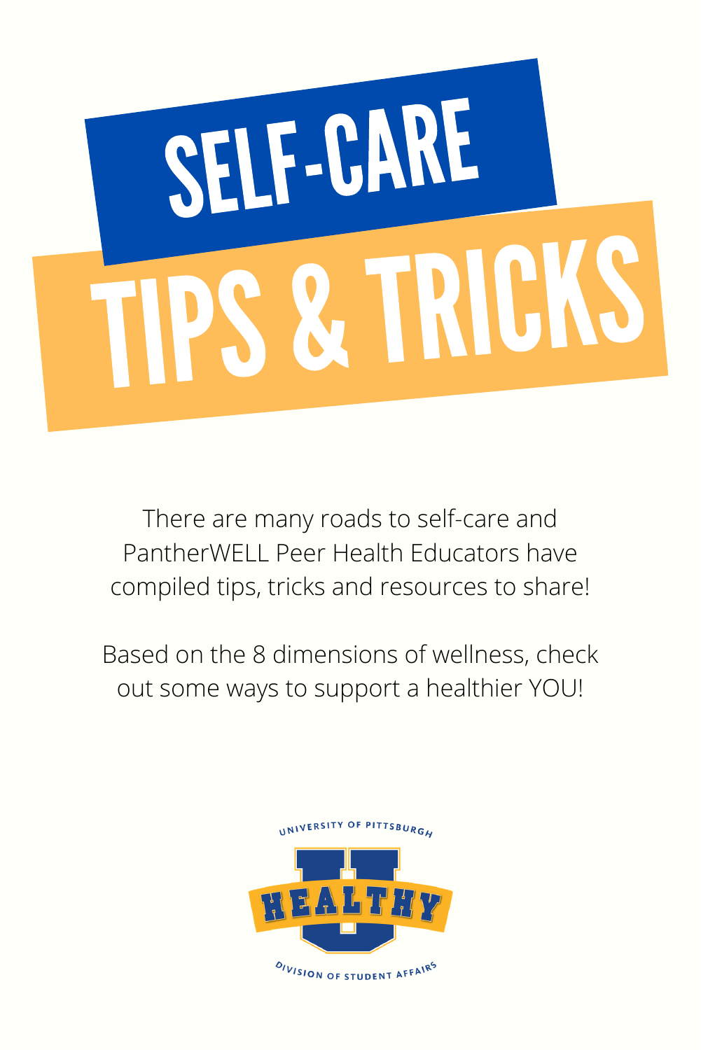# SELF-CARE TIPS & TRICKS

There are many roads to self-care and PantherWELL Peer Health Educators have compiled tips, tricks and resources to share!

Based on the 8 dimensions of wellness, check out some ways to support a healthier YOU!

UNIVERSITY OF PITTSBURGH

HEALTHY U

DIVISION OF STUDENT AFFAIRS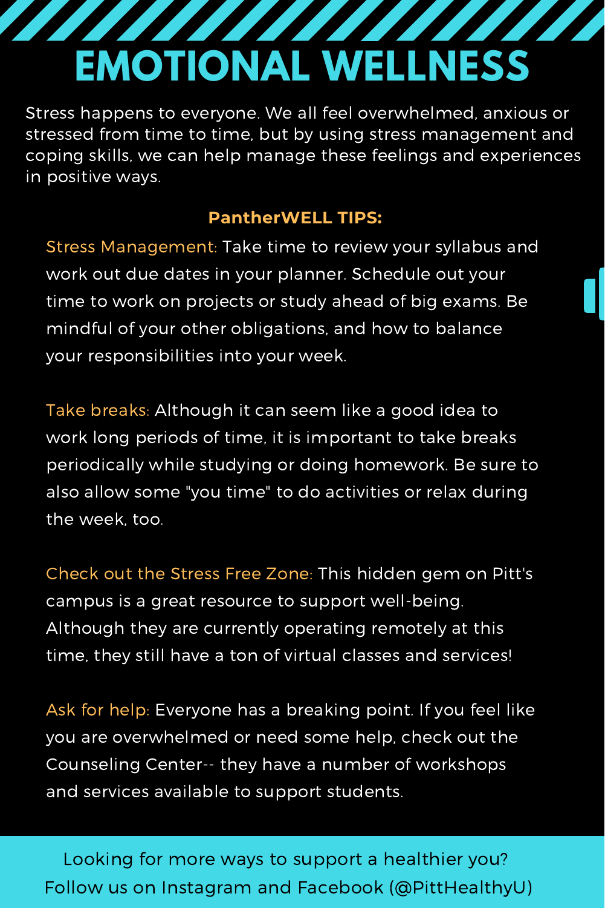# EMOTIONAL WELLNESS

Stress happens to everyone. We all feel overwhelmed, anxious or stressed from time to time, but by using stress management and coping skills, we can help manage these feelings and experiences in positive ways.

## PantherWELL TIPS:

**Stress Management:** Take time to review your syllabus and work out due dates in your planner. Schedule out your time to work on projects or study ahead of big exams. Be mindful of your other obligations, and how to balance your responsibilities into your week.

**Take breaks:** Although it can seem like a good idea to work long periods of time, it is important to take breaks periodically while studying or doing homework. Be sure to also allow some "you time" to do activities or relax during the week, too.

**Check out the Stress Free Zone:** This hidden gem on Pitt's campus is a great resource to support well-being. Although they are currently operating remotely at this time, they still have a ton of virtual classes and services!

**Ask for help:** Everyone has a breaking point. If you feel like you are overwhelmed or need some help, check out the Counseling Center-- they have a number of workshops and services available to support students.

Looking for more ways to support a healthier you?
Follow us on Instagram and Facebook (@PittHealthyU)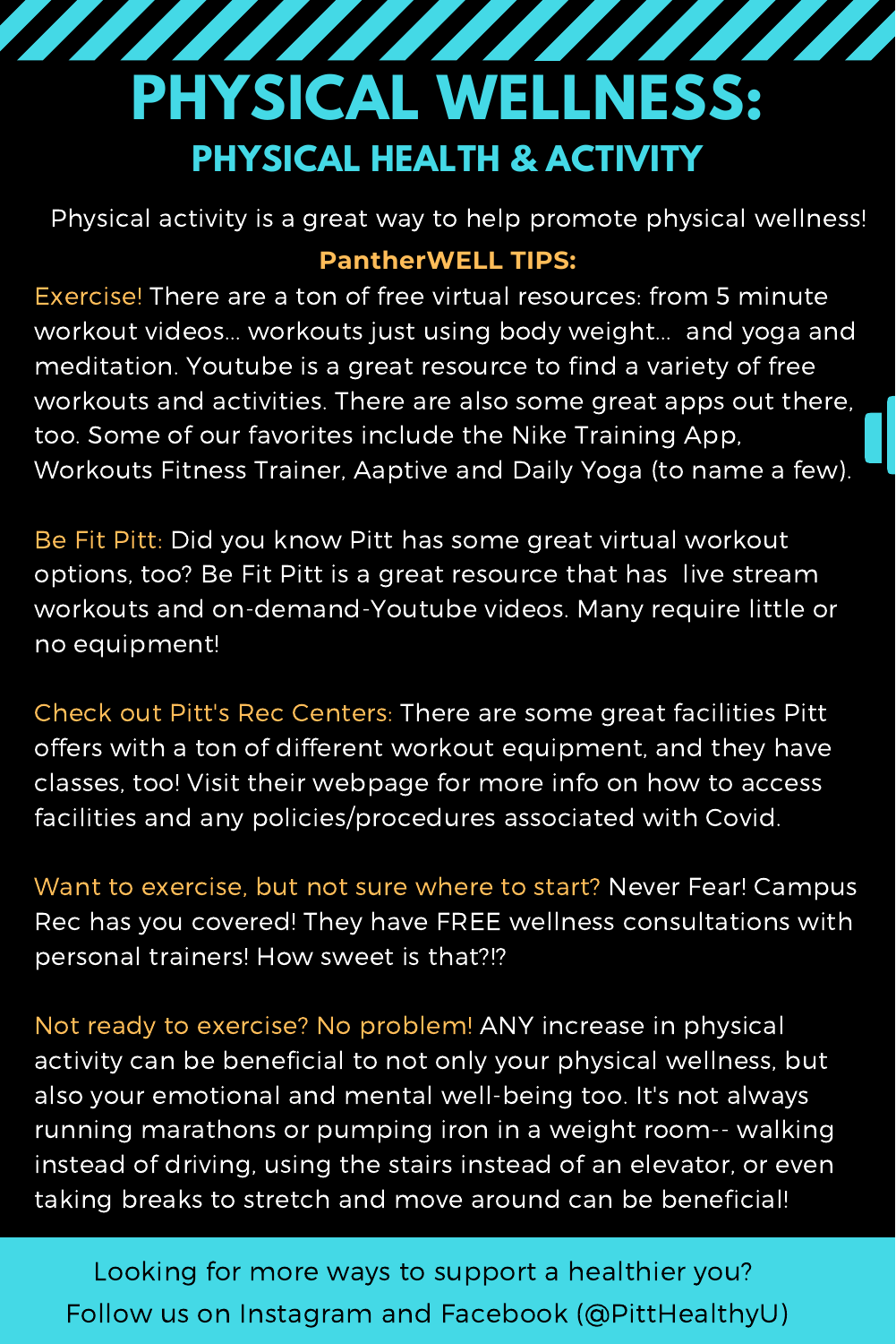# PHYSICAL WELLNESS:

## PHYSICAL HEALTH & ACTIVITY

Physical activity is a great way to help promote physical wellness!

**PantherWELL TIPS:**

**Exercise!** There are a ton of free virtual resources: from 5 minute workout videos... workouts just using body weight... and yoga and meditation. Youtube is a great resource to find a variety of free workouts and activities. There are also some great apps out there, too. Some of our favorites include the Nike Training App, Workouts Fitness Trainer, Aaptive and Daily Yoga (to name a few).

**Be Fit Pitt:** Did you know Pitt has some great virtual workout options, too? Be Fit Pitt is a great resource that has live stream workouts and on-demand-Youtube videos. Many require little or no equipment!

**Check out Pitt's Rec Centers:** There are some great facilities Pitt offers with a ton of different workout equipment, and they have classes, too! Visit their webpage for more info on how to access facilities and any policies/procedures associated with Covid.

**Want to exercise, but not sure where to start?** Never Fear! Campus Rec has you covered! They have FREE wellness consultations with personal trainers! How sweet is that?!?

**Not ready to exercise? No problem!** ANY increase in physical activity can be beneficial to not only your physical wellness, but also your emotional and mental well-being too. It's not always running marathons or pumping iron in a weight room-- walking instead of driving, using the stairs instead of an elevator, or even taking breaks to stretch and move around can be beneficial!

Looking for more ways to support a healthier you?
Follow us on Instagram and Facebook (@PittHealthyU)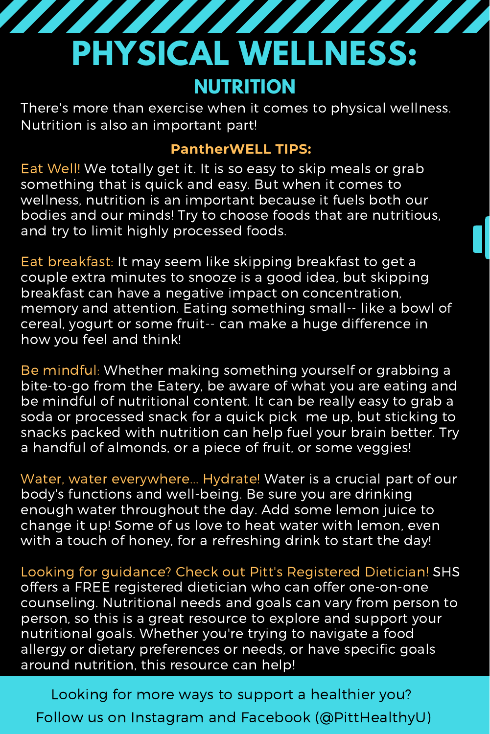# PHYSICAL WELLNESS:

## NUTRITION

There's more than exercise when it comes to physical wellness. Nutrition is also an important part!

### PantherWELL TIPS:

**Eat Well!** We totally get it. It is so easy to skip meals or grab something that is quick and easy. But when it comes to wellness, nutrition is an important because it fuels both our bodies and our minds! Try to choose foods that are nutritious, and try to limit highly processed foods.

**Eat breakfast:** It may seem like skipping breakfast to get a couple extra minutes to snooze is a good idea, but skipping breakfast can have a negative impact on concentration, memory and attention. Eating something small-- like a bowl of cereal, yogurt or some fruit-- can make a huge difference in how you feel and think!

**Be mindful:** Whether making something yourself or grabbing a bite-to-go from the Eatery, be aware of what you are eating and be mindful of nutritional content. It can be really easy to grab a soda or processed snack for a quick pick  me up, but sticking to snacks packed with nutrition can help fuel your brain better. Try a handful of almonds, or a piece of fruit, or some veggies!

**Water, water everywhere... Hydrate!** Water is a crucial part of our body's functions and well-being. Be sure you are drinking enough water throughout the day. Add some lemon juice to change it up! Some of us love to heat water with lemon, even with a touch of honey, for a refreshing drink to start the day!

**Looking for guidance? Check out Pitt's Registered Dietician!** SHS offers a FREE registered dietician who can offer one-on-one counseling. Nutritional needs and goals can vary from person to person, so this is a great resource to explore and support your nutritional goals. Whether you're trying to navigate a food allergy or dietary preferences or needs, or have specific goals around nutrition, this resource can help!

Looking for more ways to support a healthier you?

Follow us on Instagram and Facebook (@PittHealthyU)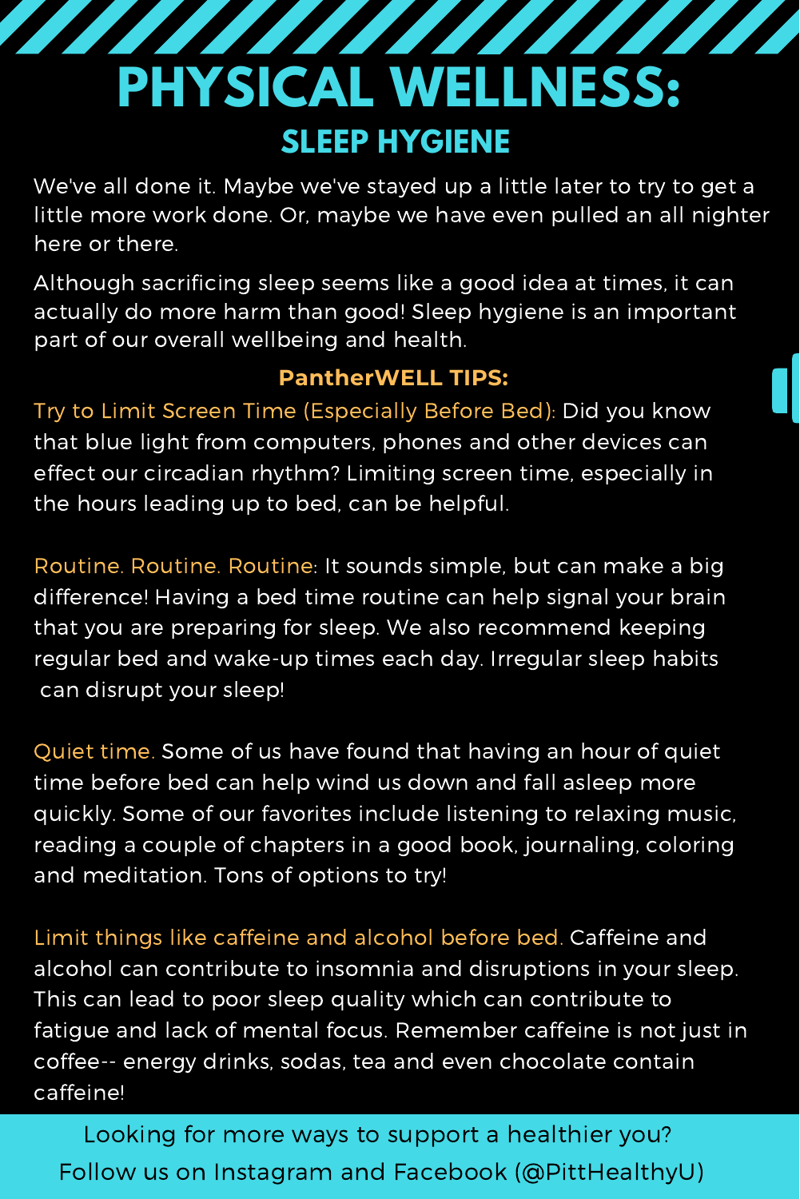# PHYSICAL WELLNESS:

## SLEEP HYGIENE

We've all done it. Maybe we've stayed up a little later to try to get a little more work done. Or, maybe we have even pulled an all nighter here or there.

Although sacrificing sleep seems like a good idea at times, it can actually do more harm than good! Sleep hygiene is an important part of our overall wellbeing and health.

### PantherWELL TIPS:

Try to Limit Screen Time (Especially Before Bed): Did you know that blue light from computers, phones and other devices can effect our circadian rhythm? Limiting screen time, especially in the hours leading up to bed, can be helpful.

Routine. Routine. Routine: It sounds simple, but can make a big difference! Having a bed time routine can help signal your brain that you are preparing for sleep. We also recommend keeping regular bed and wake-up times each day. Irregular sleep habits can disrupt your sleep!

Quiet time. Some of us have found that having an hour of quiet time before bed can help wind us down and fall asleep more quickly. Some of our favorites include listening to relaxing music, reading a couple of chapters in a good book, journaling, coloring and meditation. Tons of options to try!

Limit things like caffeine and alcohol before bed. Caffeine and alcohol can contribute to insomnia and disruptions in your sleep. This can lead to poor sleep quality which can contribute to fatigue and lack of mental focus. Remember caffeine is not just in coffee-- energy drinks, sodas, tea and even chocolate contain caffeine!

Looking for more ways to support a healthier you?
Follow us on Instagram and Facebook (@PittHealthyU)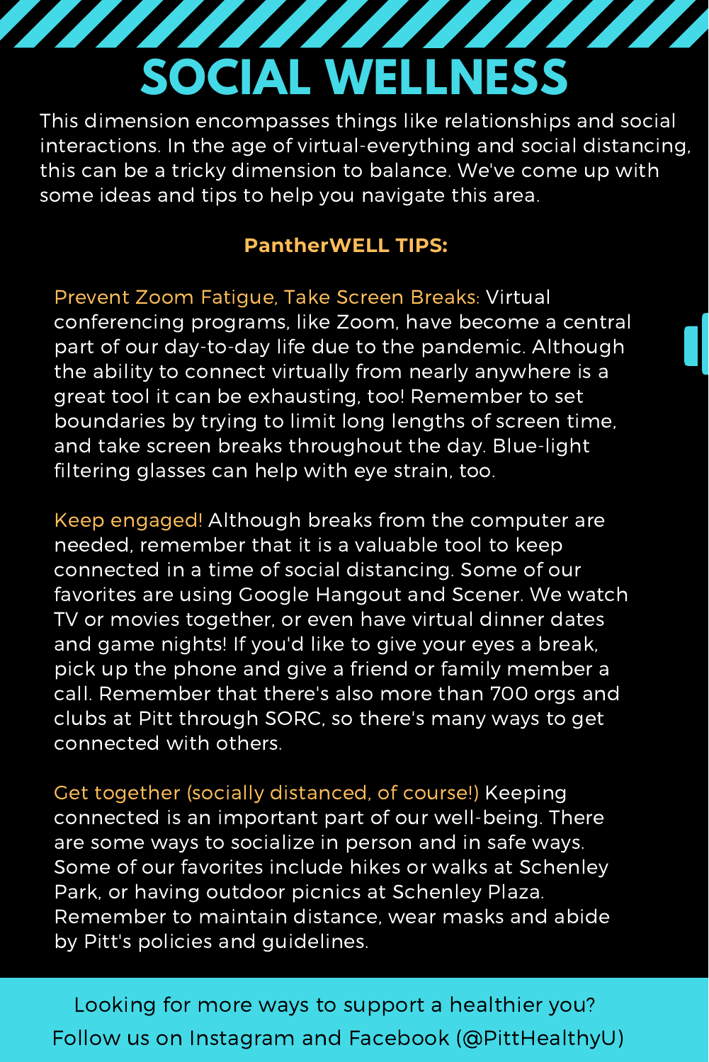# SOCIAL WELLNESS

This dimension encompasses things like relationships and social interactions. In the age of virtual-everything and social distancing, this can be a tricky dimension to balance. We've come up with some ideas and tips to help you navigate this area.

**PantherWELL TIPS:**

**Prevent Zoom Fatigue, Take Screen Breaks:** Virtual conferencing programs, like Zoom, have become a central part of our day-to-day life due to the pandemic. Although the ability to connect virtually from nearly anywhere is a great tool it can be exhausting, too! Remember to set boundaries by trying to limit long lengths of screen time, and take screen breaks throughout the day. Blue-light filtering glasses can help with eye strain, too.

**Keep engaged!** Although breaks from the computer are needed, remember that it is a valuable tool to keep connected in a time of social distancing. Some of our favorites are using Google Hangout and Scener. We watch TV or movies together, or even have virtual dinner dates and game nights! If you'd like to give your eyes a break, pick up the phone and give a friend or family member a call. Remember that there's also more than 700 orgs and clubs at Pitt through SORC, so there's many ways to get connected with others.

**Get together (socially distanced, of course!)** Keeping connected is an important part of our well-being. There are some ways to socialize in person and in safe ways. Some of our favorites include hikes or walks at Schenley Park, or having outdoor picnics at Schenley Plaza. Remember to maintain distance, wear masks and abide by Pitt's policies and guidelines.

Looking for more ways to support a healthier you?
Follow us on Instagram and Facebook (@PittHealthyU)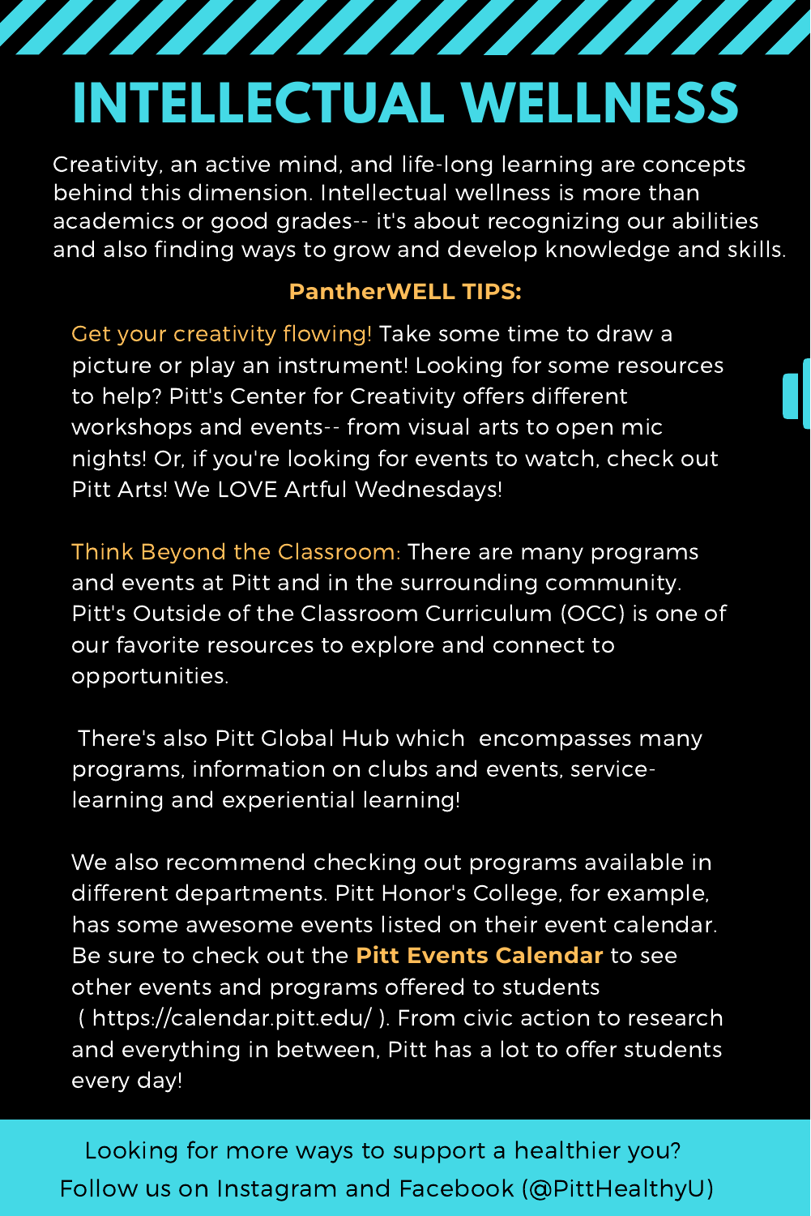# INTELLECTUAL WELLNESS

Creativity, an active mind, and life-long learning are concepts behind this dimension. Intellectual wellness is more than academics or good grades-- it's about recognizing our abilities and also finding ways to grow and develop knowledge and skills.

**PantherWELL TIPS:**

Get your creativity flowing! Take some time to draw a picture or play an instrument! Looking for some resources to help? Pitt's Center for Creativity offers different workshops and events-- from visual arts to open mic nights! Or, if you're looking for events to watch, check out Pitt Arts! We LOVE Artful Wednesdays!

Think Beyond the Classroom: There are many programs and events at Pitt and in the surrounding community. Pitt's Outside of the Classroom Curriculum (OCC) is one of our favorite resources to explore and connect to opportunities.

There's also Pitt Global Hub which encompasses many programs, information on clubs and events, service-learning and experiential learning!

We also recommend checking out programs available in different departments. Pitt Honor's College, for example, has some awesome events listed on their event calendar. Be sure to check out the **Pitt Events Calendar** to see other events and programs offered to students ( https://calendar.pitt.edu/ ). From civic action to research and everything in between, Pitt has a lot to offer students every day!

Looking for more ways to support a healthier you?
Follow us on Instagram and Facebook (@PittHealthyU)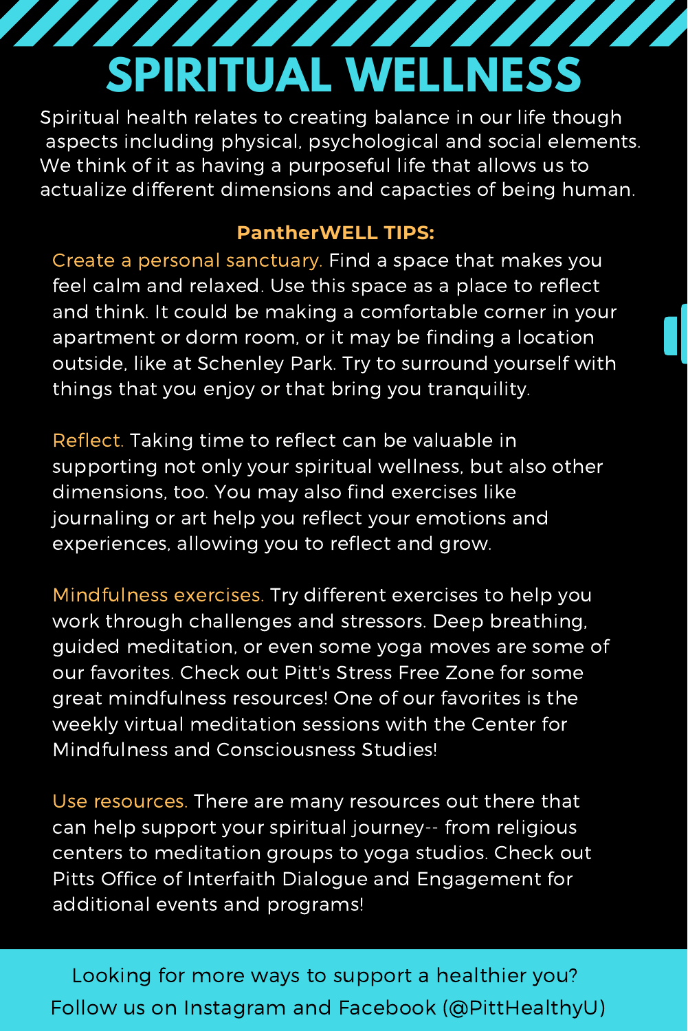# SPIRITUAL WELLNESS

Spiritual health relates to creating balance in our life though aspects including physical, psychological and social elements. We think of it as having a purposeful life that allows us to actualize different dimensions and capacties of being human.

**PantherWELL TIPS:**

**Create a personal sanctuary.** Find a space that makes you feel calm and relaxed. Use this space as a place to reflect and think. It could be making a comfortable corner in your apartment or dorm room, or it may be finding a location outside, like at Schenley Park. Try to surround yourself with things that you enjoy or that bring you tranquility.

**Reflect.** Taking time to reflect can be valuable in supporting not only your spiritual wellness, but also other dimensions, too. You may also find exercises like journaling or art help you reflect your emotions and experiences, allowing you to reflect and grow.

**Mindfulness exercises.** Try different exercises to help you work through challenges and stressors. Deep breathing, guided meditation, or even some yoga moves are some of our favorites. Check out Pitt's Stress Free Zone for some great mindfulness resources! One of our favorites is the weekly virtual meditation sessions with the Center for Mindfulness and Consciousness Studies!

**Use resources.** There are many resources out there that can help support your spiritual journey-- from religious centers to meditation groups to yoga studios. Check out Pitts Office of Interfaith Dialogue and Engagement for additional events and programs!

Looking for more ways to support a healthier you?

Follow us on Instagram and Facebook (@PittHealthyU)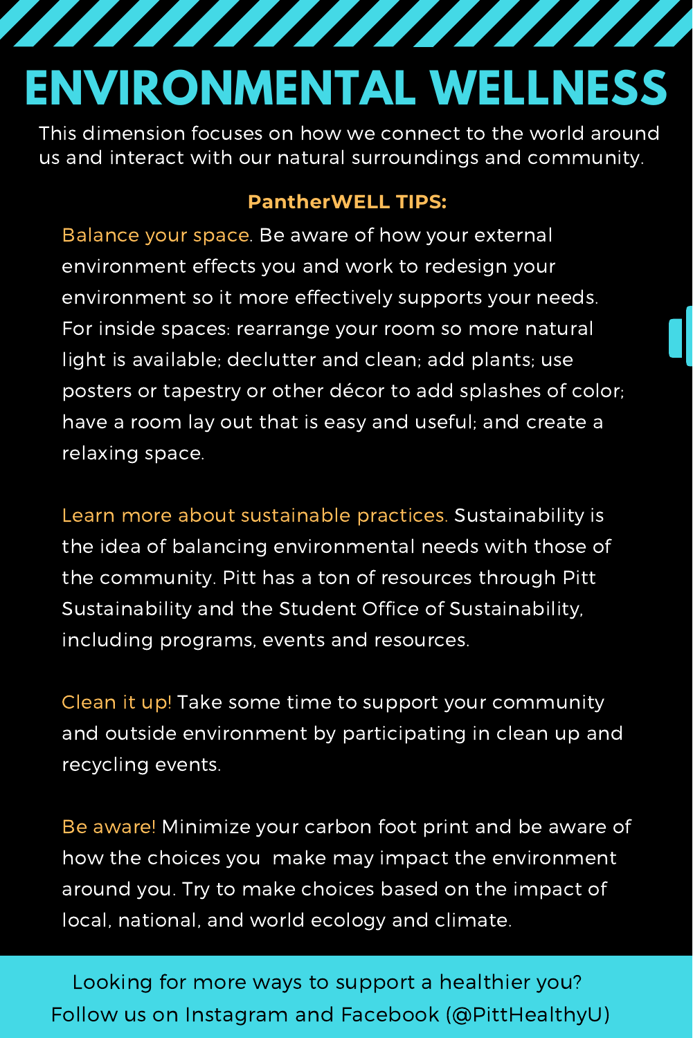# ENVIRONMENTAL WELLNESS

This dimension focuses on how we connect to the world around us and interact with our natural surroundings and community.

**PantherWELL TIPS:**

Balance your space. Be aware of how your external environment effects you and work to redesign your environment so it more effectively supports your needs. For inside spaces: rearrange your room so more natural light is available; declutter and clean; add plants; use posters or tapestry or other décor to add splashes of color; have a room lay out that is easy and useful; and create a relaxing space.

Learn more about sustainable practices. Sustainability is the idea of balancing environmental needs with those of the community. Pitt has a ton of resources through Pitt Sustainability and the Student Office of Sustainability, including programs, events and resources.

Clean it up! Take some time to support your community and outside environment by participating in clean up and recycling events.

Be aware! Minimize your carbon foot print and be aware of how the choices you make may impact the environment around you. Try to make choices based on the impact of local, national, and world ecology and climate.

Looking for more ways to support a healthier you?
Follow us on Instagram and Facebook (@PittHealthyU)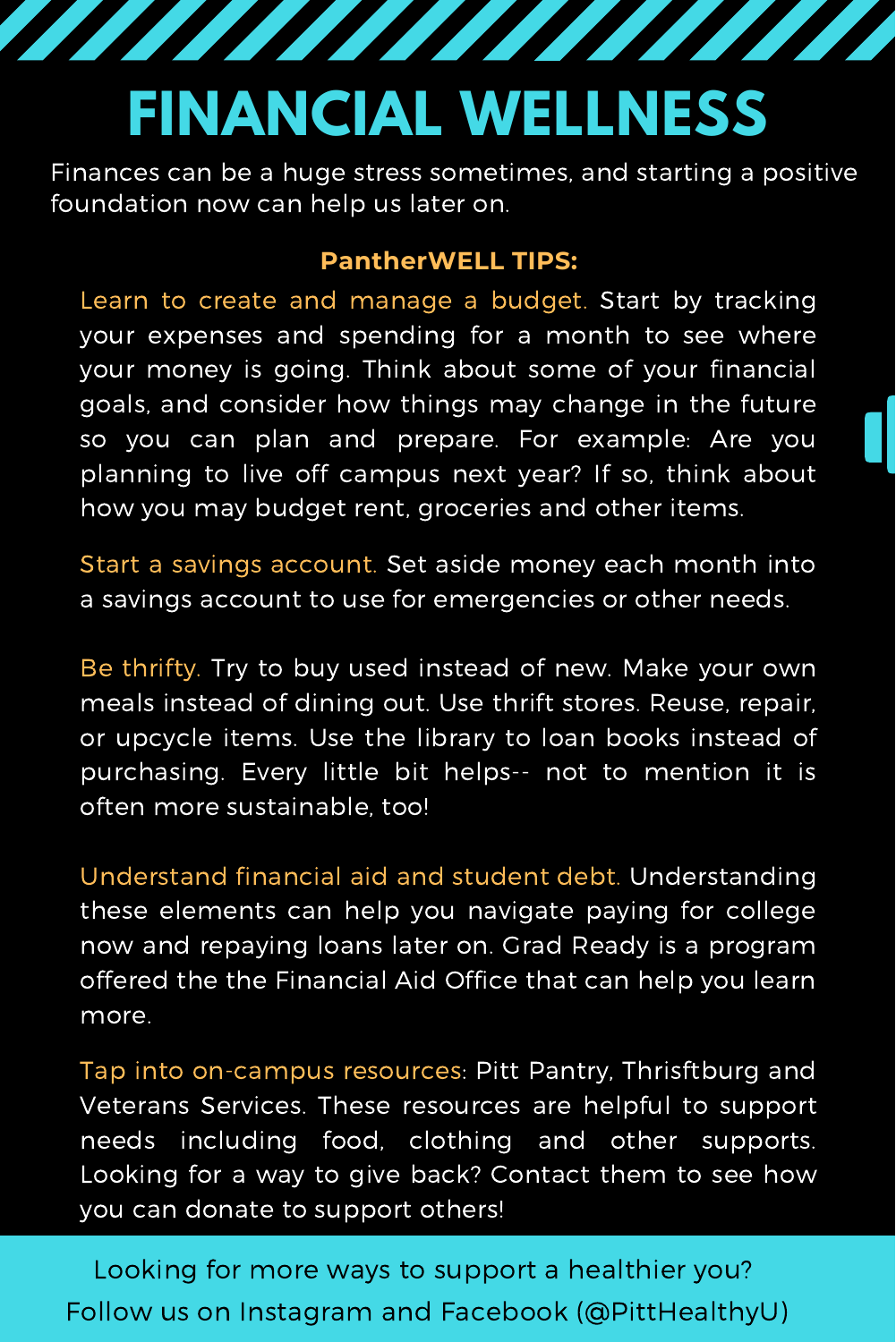# FINANCIAL WELLNESS

Finances can be a huge stress sometimes, and starting a positive foundation now can help us later on.

**PantherWELL TIPS:**

Learn to create and manage a budget. Start by tracking your expenses and spending for a month to see where your money is going. Think about some of your financial goals, and consider how things may change in the future so you can plan and prepare. For example: Are you planning to live off campus next year? If so, think about how you may budget rent, groceries and other items.

Start a savings account. Set aside money each month into a savings account to use for emergencies or other needs.

Be thrifty. Try to buy used instead of new. Make your own meals instead of dining out. Use thrift stores. Reuse, repair, or upcycle items. Use the library to loan books instead of purchasing. Every little bit helps-- not to mention it is often more sustainable, too!

Understand financial aid and student debt. Understanding these elements can help you navigate paying for college now and repaying loans later on. Grad Ready is a program offered the the Financial Aid Office that can help you learn more.

Tap into on-campus resources: Pitt Pantry, Thrisftburg and Veterans Services. These resources are helpful to support needs including food, clothing and other supports. Looking for a way to give back? Contact them to see how you can donate to support others!

Looking for more ways to support a healthier you?
Follow us on Instagram and Facebook (@PittHealthyU)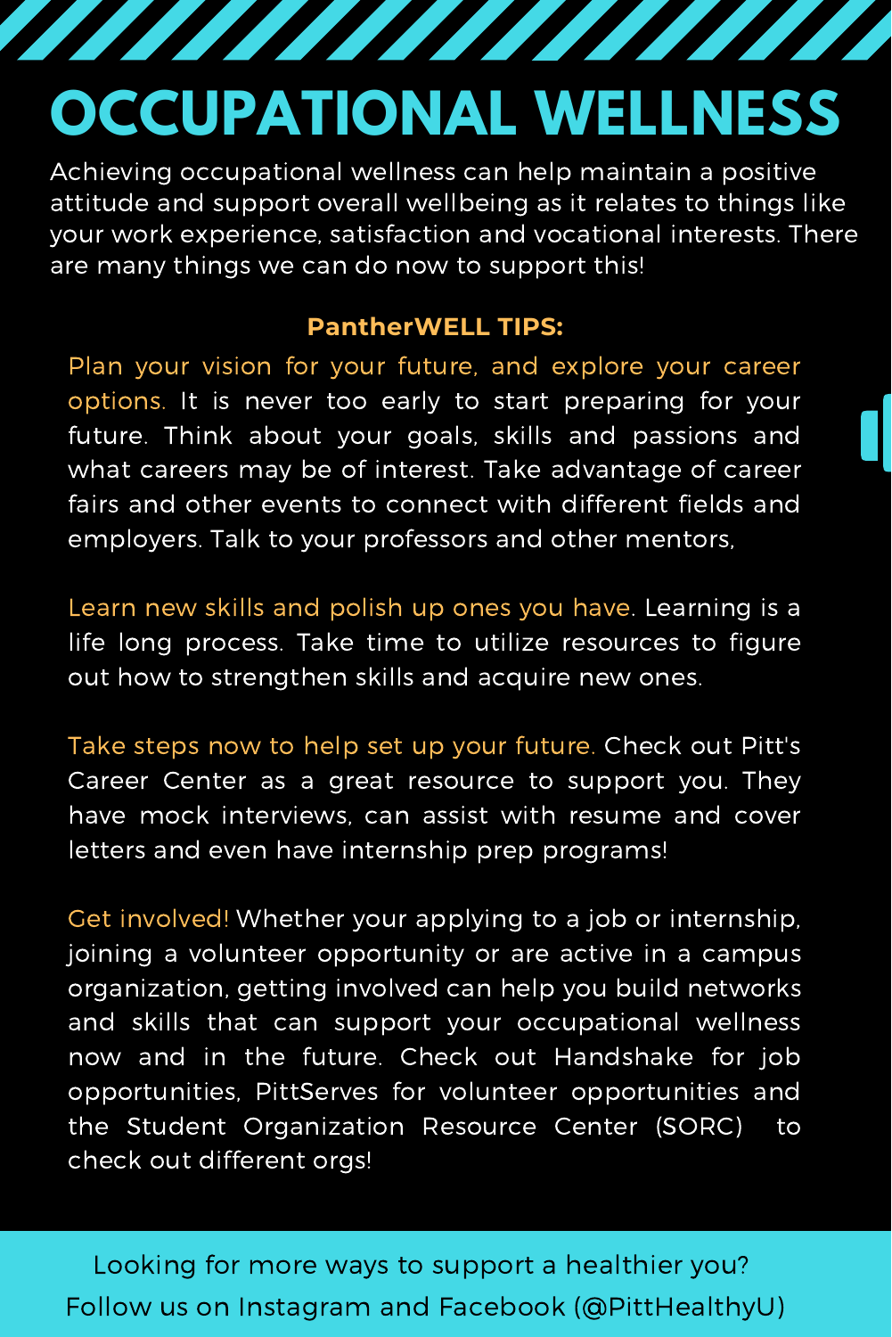# OCCUPATIONAL WELLNESS

Achieving occupational wellness can help maintain a positive attitude and support overall wellbeing as it relates to things like your work experience, satisfaction and vocational interests. There are many things we can do now to support this!

**PantherWELL TIPS:**

Plan your vision for your future, and explore your career options. It is never too early to start preparing for your future. Think about your goals, skills and passions and what careers may be of interest. Take advantage of career fairs and other events to connect with different fields and employers. Talk to your professors and other mentors,

Learn new skills and polish up ones you have. Learning is a life long process. Take time to utilize resources to figure out how to strengthen skills and acquire new ones.

Take steps now to help set up your future. Check out Pitt's Career Center as a great resource to support you. They have mock interviews, can assist with resume and cover letters and even have internship prep programs!

Get involved! Whether your applying to a job or internship, joining a volunteer opportunity or are active in a campus organization, getting involved can help you build networks and skills that can support your occupational wellness now and in the future. Check out Handshake for job opportunities, PittServes for volunteer opportunities and the Student Organization Resource Center (SORC) to check out different orgs!

Looking for more ways to support a healthier you?
Follow us on Instagram and Facebook (@PittHealthyU)